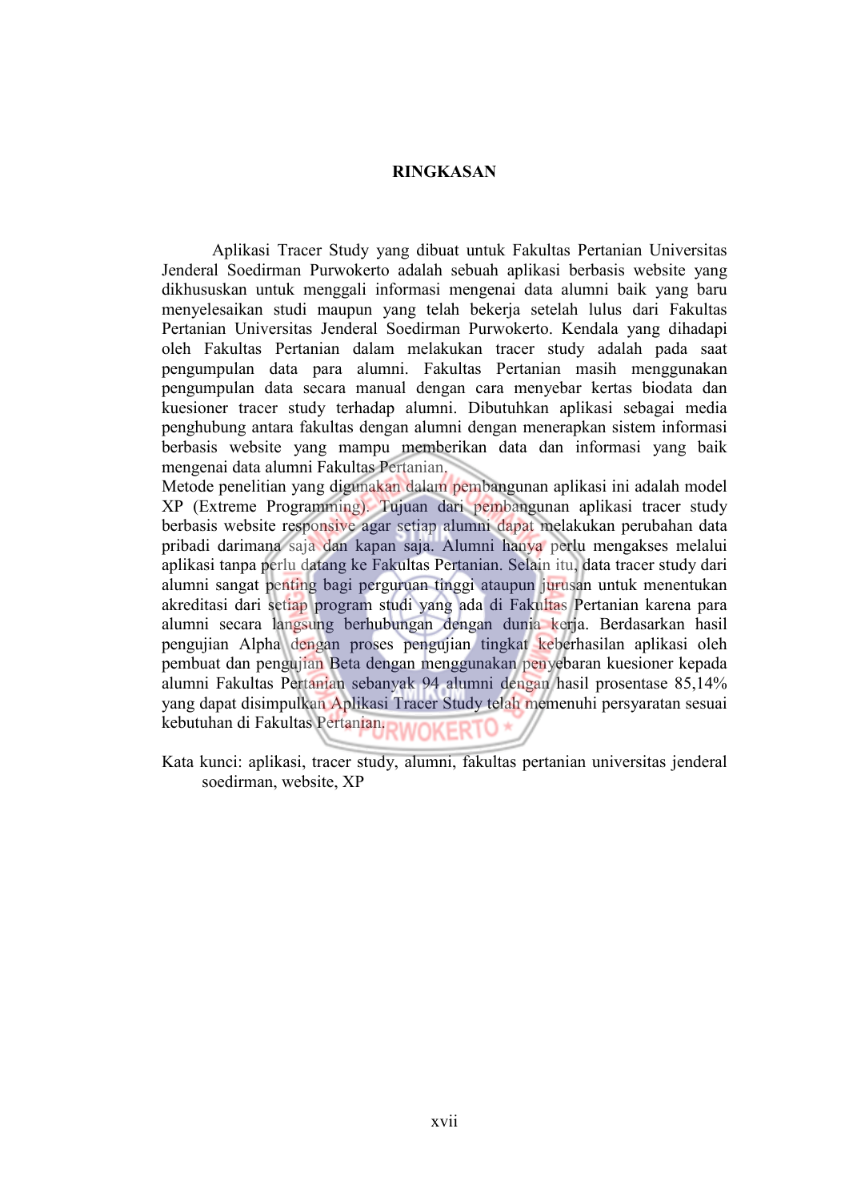# RINGKASAN

Aplikasi Tracer Study yang dibuat untuk Fakultas Pertanian Universitas Jenderal Soedirman Purwokerto adalah sebuah aplikasi berbasis website yang dikhususkan untuk menggali informasi mengenai data alumni baik yang baru menyelesaikan studi maupun yang telah bekerja setelah lulus dari Fakultas Pertanian Universitas Jenderal Soedirman Purwokerto. Kendala yang dihadapi oleh Fakultas Pertanian dalam melakukan tracer study adalah pada saat pengumpulan data para alumni. Fakultas Pertanian masih menggunakan pengumpulan data secara manual dengan cara menyebar kertas biodata dan kuesioner tracer study terhadap alumni. Dibutuhkan aplikasi sebagai media penghubung antara fakultas dengan alumni dengan menerapkan sistem informasi berbasis website yang mampu memberikan data dan informasi yang baik mengenai data alumni Fakultas Pertanian.
Metode penelitian yang digunakan dalam pembangunan aplikasi ini adalah model XP (Extreme Programming). Tujuan dari pembangunan aplikasi tracer study berbasis website responsive agar setiap alumni dapat melakukan perubahan data pribadi darimana saja dan kapan saja. Alumni hanya perlu mengakses melalui aplikasi tanpa perlu datang ke Fakultas Pertanian. Selain itu, data tracer study dari alumni sangat penting bagi perguruan tinggi ataupun jurusan untuk menentukan akreditasi dari setiap program studi yang ada di Fakultas Pertanian karena para alumni secara langsung berhubungan dengan dunia kerja. Berdasarkan hasil pengujian Alpha dengan proses pengujian tingkat keberhasilan aplikasi oleh pembuat dan pengujian Beta dengan menggunakan penyebaran kuesioner kepada alumni Fakultas Pertanian sebanyak 94 alumni dengan hasil prosentase 85,14% yang dapat disimpulkan Aplikasi Tracer Study telah memenuhi persyaratan sesuai kebutuhan di Fakultas Pertanian.

Kata kunci: aplikasi, tracer study, alumni, fakultas pertanian universitas jenderal soedirman, website, XP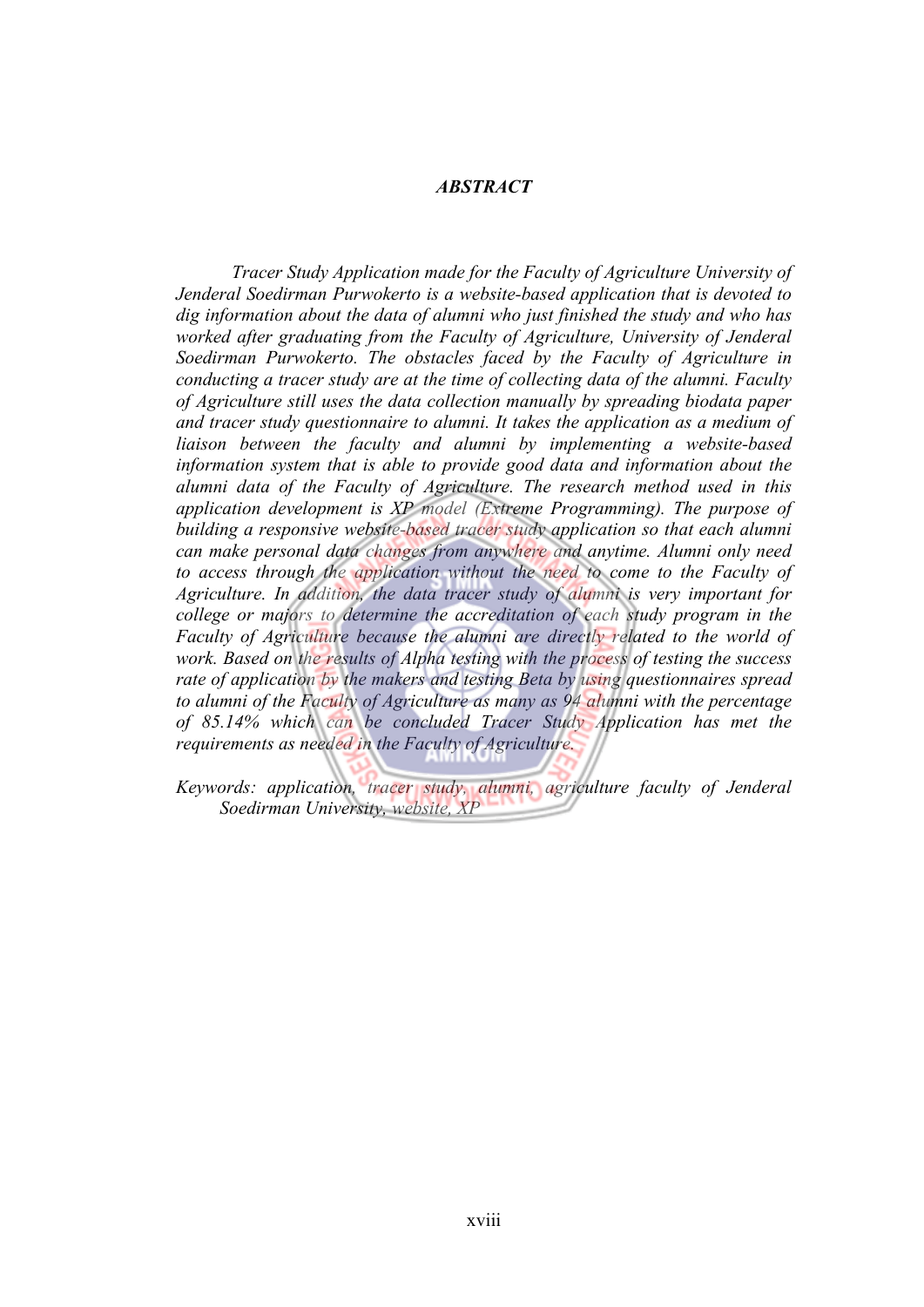# *ABSTRACT*

*Tracer Study Application made for the Faculty of Agriculture University of Jenderal Soedirman Purwokerto is a website-based application that is devoted to dig information about the data of alumni who just finished the study and who has worked after graduating from the Faculty of Agriculture, University of Jenderal Soedirman Purwokerto. The obstacles faced by the Faculty of Agriculture in conducting a tracer study are at the time of collecting data of the alumni. Faculty of Agriculture still uses the data collection manually by spreading biodata paper and tracer study questionnaire to alumni. It takes the application as a medium of liaison between the faculty and alumni by implementing a website-based information system that is able to provide good data and information about the alumni data of the Faculty of Agriculture. The research method used in this application development is XP model (Extreme Programming). The purpose of building a responsive website-based tracer study application so that each alumni can make personal data changes from anywhere and anytime. Alumni only need to access through the application without the need to come to the Faculty of Agriculture. In addition, the data tracer study of alumni is very important for college or majors to determine the accreditation of each study program in the Faculty of Agriculture because the alumni are directly related to the world of work. Based on the results of Alpha testing with the process of testing the success rate of application by the makers and testing Beta by using questionnaires spread to alumni of the Faculty of Agriculture as many as 94 alumni with the percentage of 85.14% which can be concluded Tracer Study Application has met the requirements as needed in the Faculty of Agriculture.*

*Keywords: application, tracer study, alumni, agriculture faculty of Jenderal Soedirman University, website, XP*